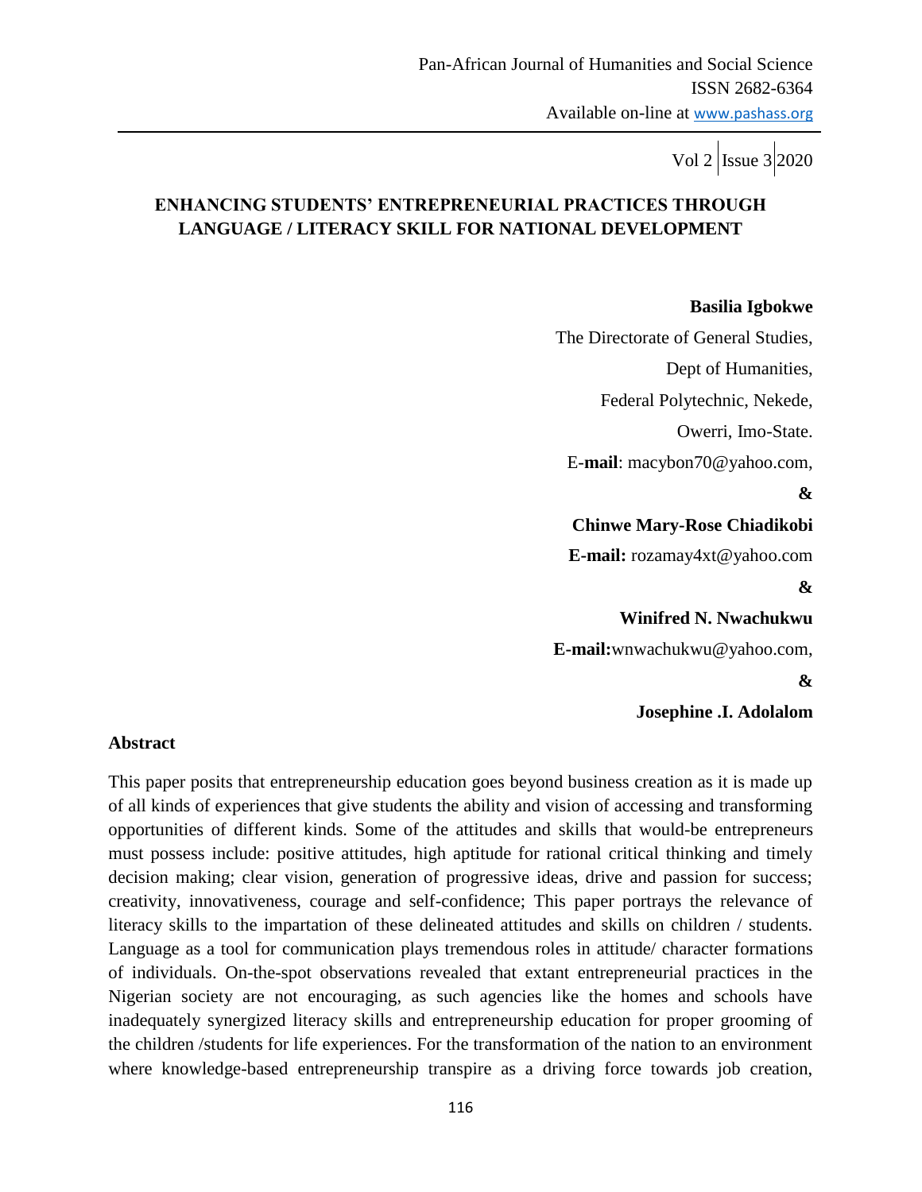# ENHANCING STUDENTS' ENTREPRENEURIAL PRACTICES THROUGH LANGUAGE / LITERACY SKILL FOR NATIONAL DEVELOPMENT

**Basilia Igbokwe**

The Directorate of General Studies,

Dept of Humanities,

Federal Polytechnic, Nekede,

Owerri, Imo-State.

E-**mail**: macybon70@yahoo.com,

**&**

**Chinwe Mary-Rose Chiadikobi**

**E-mail:** rozamay4xt@yahoo.com

**&**

**Winifred N. Nwachukwu**

**E-mail:**wnwachukwu@yahoo.com,

**&**

**Josephine .I. Adolalom**

## Abstract

This paper posits that entrepreneurship education goes beyond business creation as it is made up of all kinds of experiences that give students the ability and vision of accessing and transforming opportunities of different kinds. Some of the attitudes and skills that would-be entrepreneurs must possess include: positive attitudes, high aptitude for rational critical thinking and timely decision making; clear vision, generation of progressive ideas, drive and passion for success; creativity, innovativeness, courage and self-confidence; This paper portrays the relevance of literacy skills to the impartation of these delineated attitudes and skills on children / students. Language as a tool for communication plays tremendous roles in attitude/ character formations of individuals. On-the-spot observations revealed that extant entrepreneurial practices in the Nigerian society are not encouraging, as such agencies like the homes and schools have inadequately synergized literacy skills and entrepreneurship education for proper grooming of the children /students for life experiences. For the transformation of the nation to an environment where knowledge-based entrepreneurship transpire as a driving force towards job creation,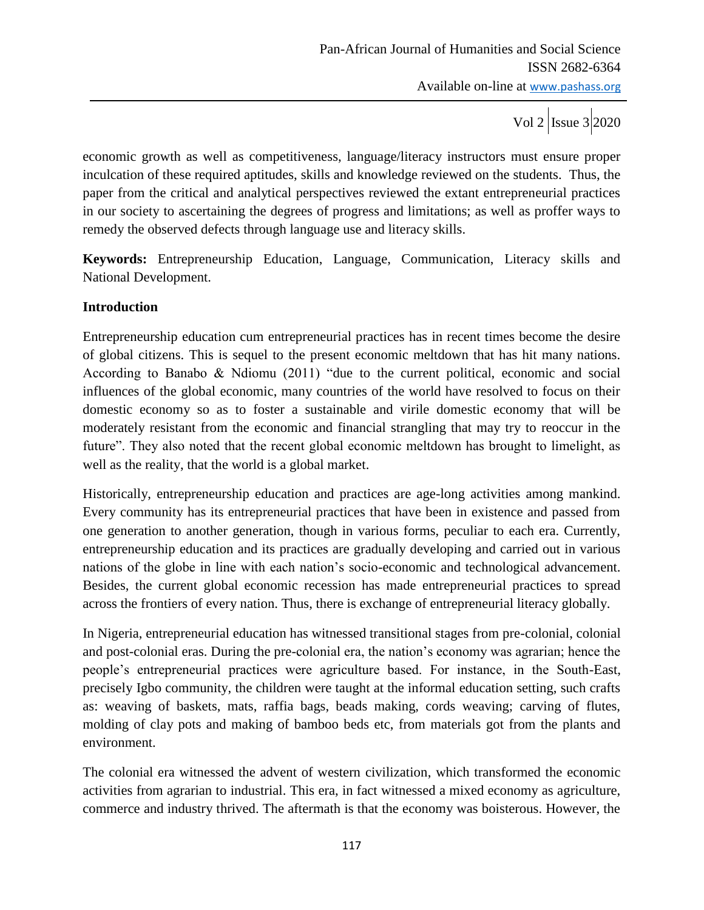economic growth as well as competitiveness, language/literacy instructors must ensure proper inculcation of these required aptitudes, skills and knowledge reviewed on the students. Thus, the paper from the critical and analytical perspectives reviewed the extant entrepreneurial practices in our society to ascertaining the degrees of progress and limitations; as well as proffer ways to remedy the observed defects through language use and literacy skills.

**Keywords:** Entrepreneurship Education, Language, Communication, Literacy skills and National Development.

## Introduction

Entrepreneurship education cum entrepreneurial practices has in recent times become the desire of global citizens. This is sequel to the present economic meltdown that has hit many nations. According to Banabo & Ndiomu (2011) "due to the current political, economic and social influences of the global economic, many countries of the world have resolved to focus on their domestic economy so as to foster a sustainable and virile domestic economy that will be moderately resistant from the economic and financial strangling that may try to reoccur in the future". They also noted that the recent global economic meltdown has brought to limelight, as well as the reality, that the world is a global market.

Historically, entrepreneurship education and practices are age-long activities among mankind. Every community has its entrepreneurial practices that have been in existence and passed from one generation to another generation, though in various forms, peculiar to each era. Currently, entrepreneurship education and its practices are gradually developing and carried out in various nations of the globe in line with each nation's socio-economic and technological advancement. Besides, the current global economic recession has made entrepreneurial practices to spread across the frontiers of every nation. Thus, there is exchange of entrepreneurial literacy globally.

In Nigeria, entrepreneurial education has witnessed transitional stages from pre-colonial, colonial and post-colonial eras. During the pre-colonial era, the nation's economy was agrarian; hence the people's entrepreneurial practices were agriculture based. For instance, in the South-East, precisely Igbo community, the children were taught at the informal education setting, such crafts as: weaving of baskets, mats, raffia bags, beads making, cords weaving; carving of flutes, molding of clay pots and making of bamboo beds etc, from materials got from the plants and environment.

The colonial era witnessed the advent of western civilization, which transformed the economic activities from agrarian to industrial. This era, in fact witnessed a mixed economy as agriculture, commerce and industry thrived. The aftermath is that the economy was boisterous. However, the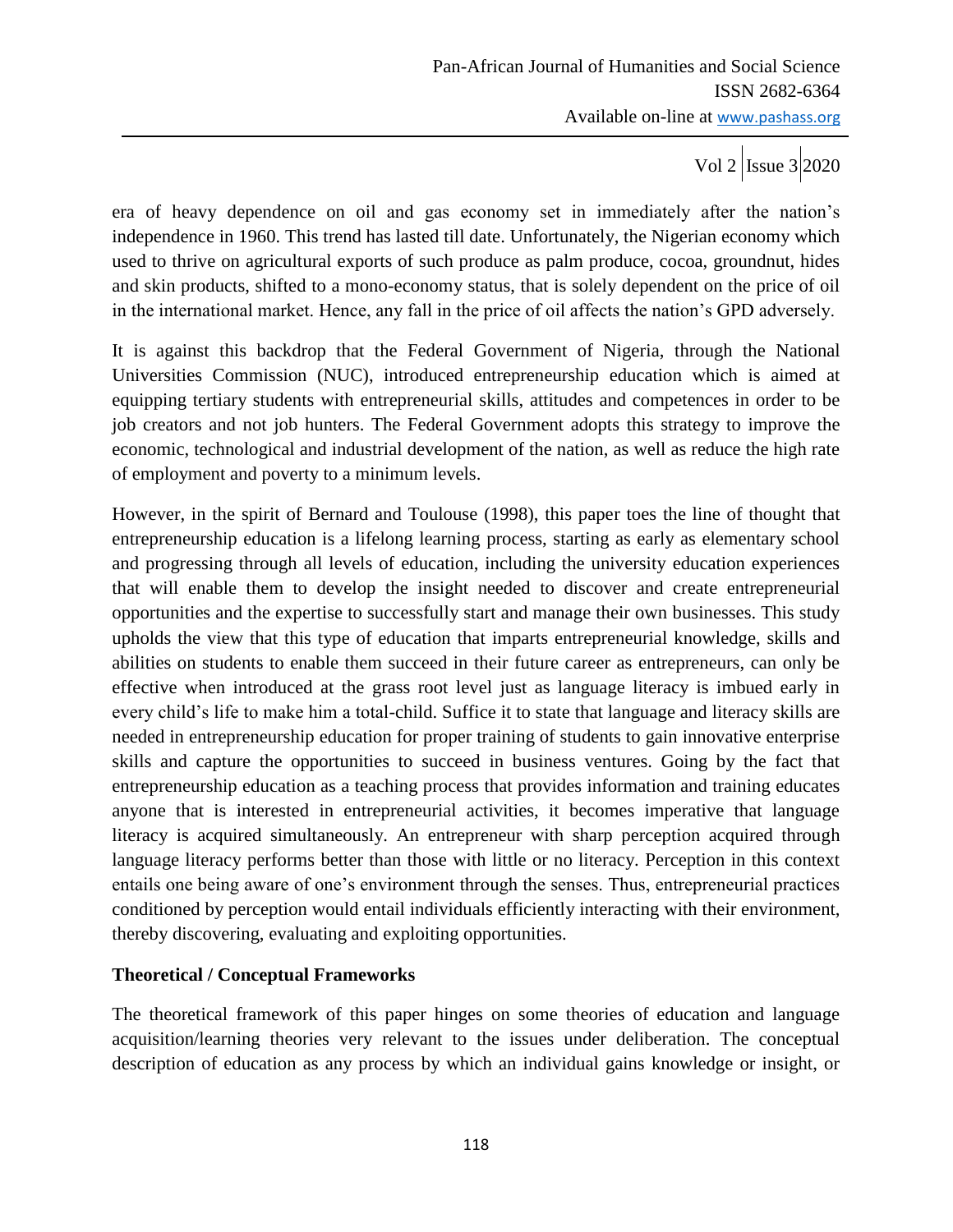era of heavy dependence on oil and gas economy set in immediately after the nation's independence in 1960. This trend has lasted till date. Unfortunately, the Nigerian economy which used to thrive on agricultural exports of such produce as palm produce, cocoa, groundnut, hides and skin products, shifted to a mono-economy status, that is solely dependent on the price of oil in the international market. Hence, any fall in the price of oil affects the nation's GPD adversely.

It is against this backdrop that the Federal Government of Nigeria, through the National Universities Commission (NUC), introduced entrepreneurship education which is aimed at equipping tertiary students with entrepreneurial skills, attitudes and competences in order to be job creators and not job hunters. The Federal Government adopts this strategy to improve the economic, technological and industrial development of the nation, as well as reduce the high rate of employment and poverty to a minimum levels.

However, in the spirit of Bernard and Toulouse (1998), this paper toes the line of thought that entrepreneurship education is a lifelong learning process, starting as early as elementary school and progressing through all levels of education, including the university education experiences that will enable them to develop the insight needed to discover and create entrepreneurial opportunities and the expertise to successfully start and manage their own businesses. This study upholds the view that this type of education that imparts entrepreneurial knowledge, skills and abilities on students to enable them succeed in their future career as entrepreneurs, can only be effective when introduced at the grass root level just as language literacy is imbued early in every child's life to make him a total-child. Suffice it to state that language and literacy skills are needed in entrepreneurship education for proper training of students to gain innovative enterprise skills and capture the opportunities to succeed in business ventures. Going by the fact that entrepreneurship education as a teaching process that provides information and training educates anyone that is interested in entrepreneurial activities, it becomes imperative that language literacy is acquired simultaneously. An entrepreneur with sharp perception acquired through language literacy performs better than those with little or no literacy. Perception in this context entails one being aware of one's environment through the senses. Thus, entrepreneurial practices conditioned by perception would entail individuals efficiently interacting with their environment, thereby discovering, evaluating and exploiting opportunities.

## Theoretical / Conceptual Frameworks

The theoretical framework of this paper hinges on some theories of education and language acquisition/learning theories very relevant to the issues under deliberation. The conceptual description of education as any process by which an individual gains knowledge or insight, or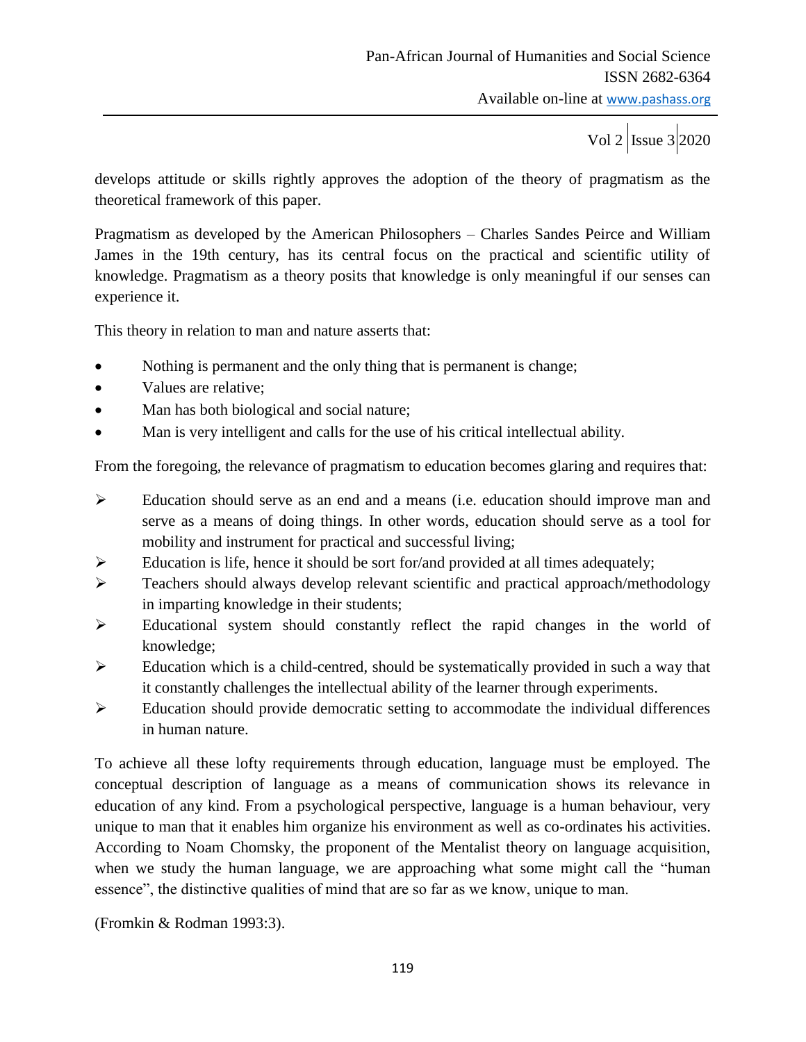develops attitude or skills rightly approves the adoption of the theory of pragmatism as the theoretical framework of this paper.

Pragmatism as developed by the American Philosophers – Charles Sandes Peirce and William James in the 19th century, has its central focus on the practical and scientific utility of knowledge. Pragmatism as a theory posits that knowledge is only meaningful if our senses can experience it.

This theory in relation to man and nature asserts that:

- Nothing is permanent and the only thing that is permanent is change;
- Values are relative;
- Man has both biological and social nature;
- Man is very intelligent and calls for the use of his critical intellectual ability.

From the foregoing, the relevance of pragmatism to education becomes glaring and requires that:

- Education should serve as an end and a means (i.e. education should improve man and serve as a means of doing things. In other words, education should serve as a tool for mobility and instrument for practical and successful living;
- Education is life, hence it should be sort for/and provided at all times adequately;
- Teachers should always develop relevant scientific and practical approach/methodology in imparting knowledge in their students;
- Educational system should constantly reflect the rapid changes in the world of knowledge;
- Education which is a child-centred, should be systematically provided in such a way that it constantly challenges the intellectual ability of the learner through experiments.
- Education should provide democratic setting to accommodate the individual differences in human nature.

To achieve all these lofty requirements through education, language must be employed. The conceptual description of language as a means of communication shows its relevance in education of any kind. From a psychological perspective, language is a human behaviour, very unique to man that it enables him organize his environment as well as co-ordinates his activities. According to Noam Chomsky, the proponent of the Mentalist theory on language acquisition, when we study the human language, we are approaching what some might call the "human essence", the distinctive qualities of mind that are so far as we know, unique to man.

(Fromkin & Rodman 1993:3).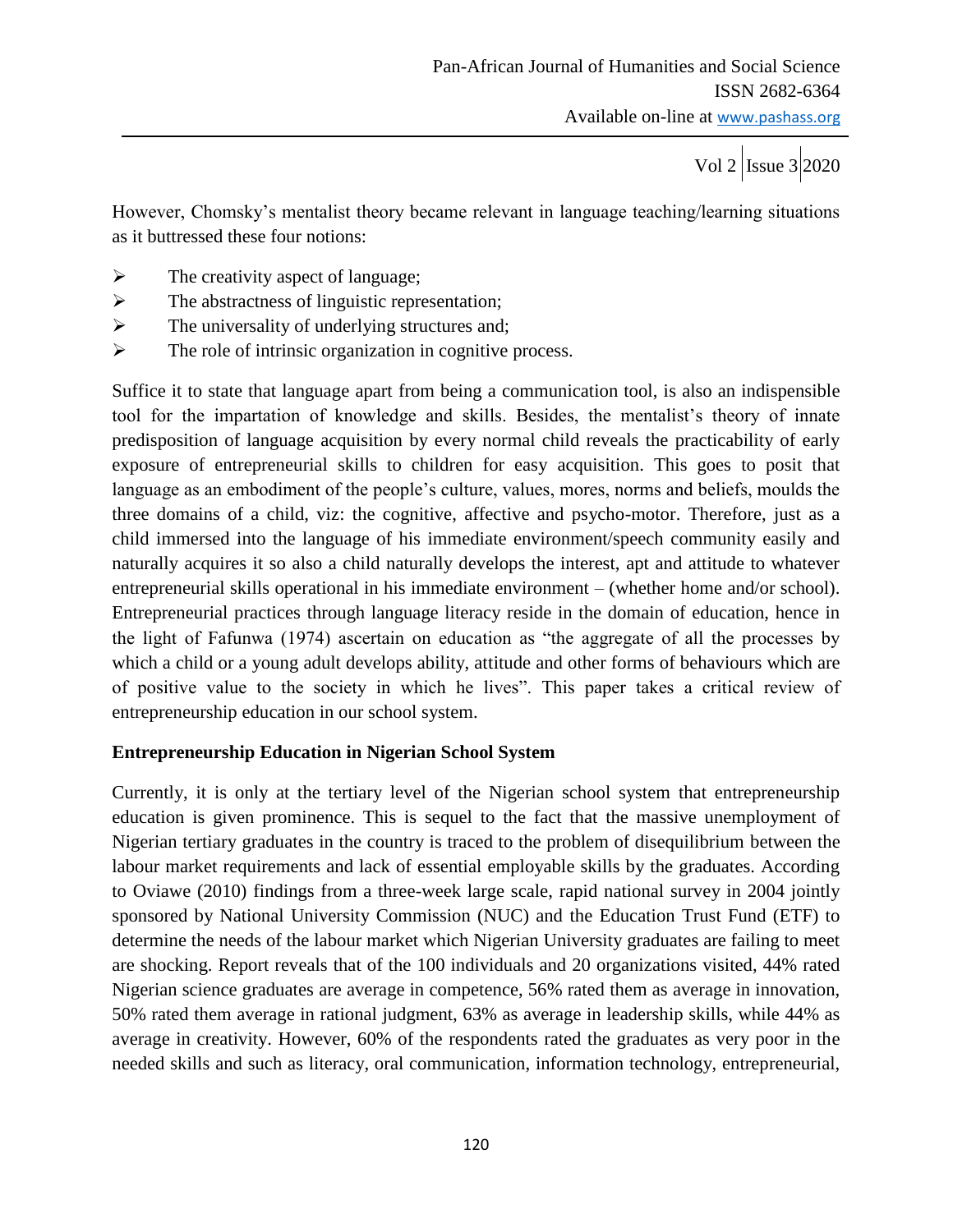However, Chomsky's mentalist theory became relevant in language teaching/learning situations as it buttressed these four notions:

- The creativity aspect of language;
- The abstractness of linguistic representation;
- The universality of underlying structures and;
- The role of intrinsic organization in cognitive process.

Suffice it to state that language apart from being a communication tool, is also an indispensible tool for the impartation of knowledge and skills. Besides, the mentalist's theory of innate predisposition of language acquisition by every normal child reveals the practicability of early exposure of entrepreneurial skills to children for easy acquisition. This goes to posit that language as an embodiment of the people's culture, values, mores, norms and beliefs, moulds the three domains of a child, viz: the cognitive, affective and psycho-motor. Therefore, just as a child immersed into the language of his immediate environment/speech community easily and naturally acquires it so also a child naturally develops the interest, apt and attitude to whatever entrepreneurial skills operational in his immediate environment – (whether home and/or school). Entrepreneurial practices through language literacy reside in the domain of education, hence in the light of Fafunwa (1974) ascertain on education as "the aggregate of all the processes by which a child or a young adult develops ability, attitude and other forms of behaviours which are of positive value to the society in which he lives". This paper takes a critical review of entrepreneurship education in our school system.

**Entrepreneurship Education in Nigerian School System**

Currently, it is only at the tertiary level of the Nigerian school system that entrepreneurship education is given prominence. This is sequel to the fact that the massive unemployment of Nigerian tertiary graduates in the country is traced to the problem of disequilibrium between the labour market requirements and lack of essential employable skills by the graduates. According to Oviawe (2010) findings from a three-week large scale, rapid national survey in 2004 jointly sponsored by National University Commission (NUC) and the Education Trust Fund (ETF) to determine the needs of the labour market which Nigerian University graduates are failing to meet are shocking. Report reveals that of the 100 individuals and 20 organizations visited, 44% rated Nigerian science graduates are average in competence, 56% rated them as average in innovation, 50% rated them average in rational judgment, 63% as average in leadership skills, while 44% as average in creativity. However, 60% of the respondents rated the graduates as very poor in the needed skills and such as literacy, oral communication, information technology, entrepreneurial,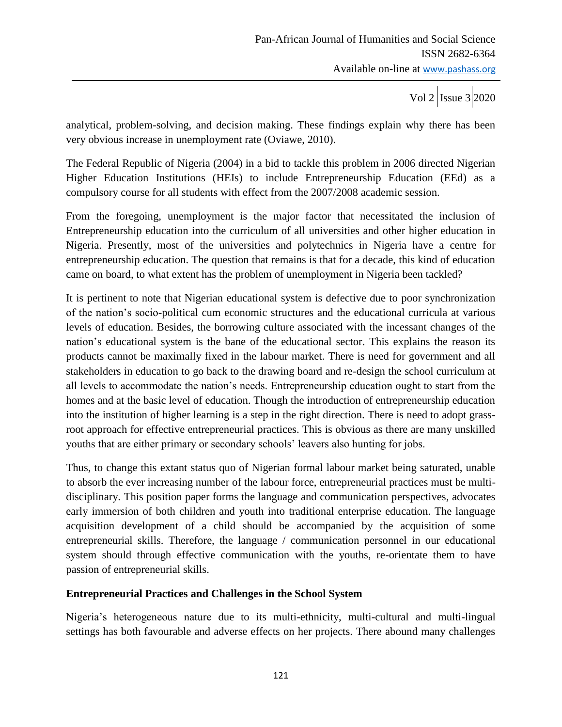analytical, problem-solving, and decision making. These findings explain why there has been very obvious increase in unemployment rate (Oviawe, 2010).

The Federal Republic of Nigeria (2004) in a bid to tackle this problem in 2006 directed Nigerian Higher Education Institutions (HEIs) to include Entrepreneurship Education (EEd) as a compulsory course for all students with effect from the 2007/2008 academic session.

From the foregoing, unemployment is the major factor that necessitated the inclusion of Entrepreneurship education into the curriculum of all universities and other higher education in Nigeria. Presently, most of the universities and polytechnics in Nigeria have a centre for entrepreneurship education. The question that remains is that for a decade, this kind of education came on board, to what extent has the problem of unemployment in Nigeria been tackled?

It is pertinent to note that Nigerian educational system is defective due to poor synchronization of the nation's socio-political cum economic structures and the educational curricula at various levels of education. Besides, the borrowing culture associated with the incessant changes of the nation's educational system is the bane of the educational sector. This explains the reason its products cannot be maximally fixed in the labour market. There is need for government and all stakeholders in education to go back to the drawing board and re-design the school curriculum at all levels to accommodate the nation's needs. Entrepreneurship education ought to start from the homes and at the basic level of education. Though the introduction of entrepreneurship education into the institution of higher learning is a step in the right direction. There is need to adopt grass-root approach for effective entrepreneurial practices. This is obvious as there are many unskilled youths that are either primary or secondary schools' leavers also hunting for jobs.

Thus, to change this extant status quo of Nigerian formal labour market being saturated, unable to absorb the ever increasing number of the labour force, entrepreneurial practices must be multi-disciplinary. This position paper forms the language and communication perspectives, advocates early immersion of both children and youth into traditional enterprise education. The language acquisition development of a child should be accompanied by the acquisition of some entrepreneurial skills. Therefore, the language / communication personnel in our educational system should through effective communication with the youths, re-orientate them to have passion of entrepreneurial skills.

## Entrepreneurial Practices and Challenges in the School System

Nigeria's heterogeneous nature due to its multi-ethnicity, multi-cultural and multi-lingual settings has both favourable and adverse effects on her projects. There abound many challenges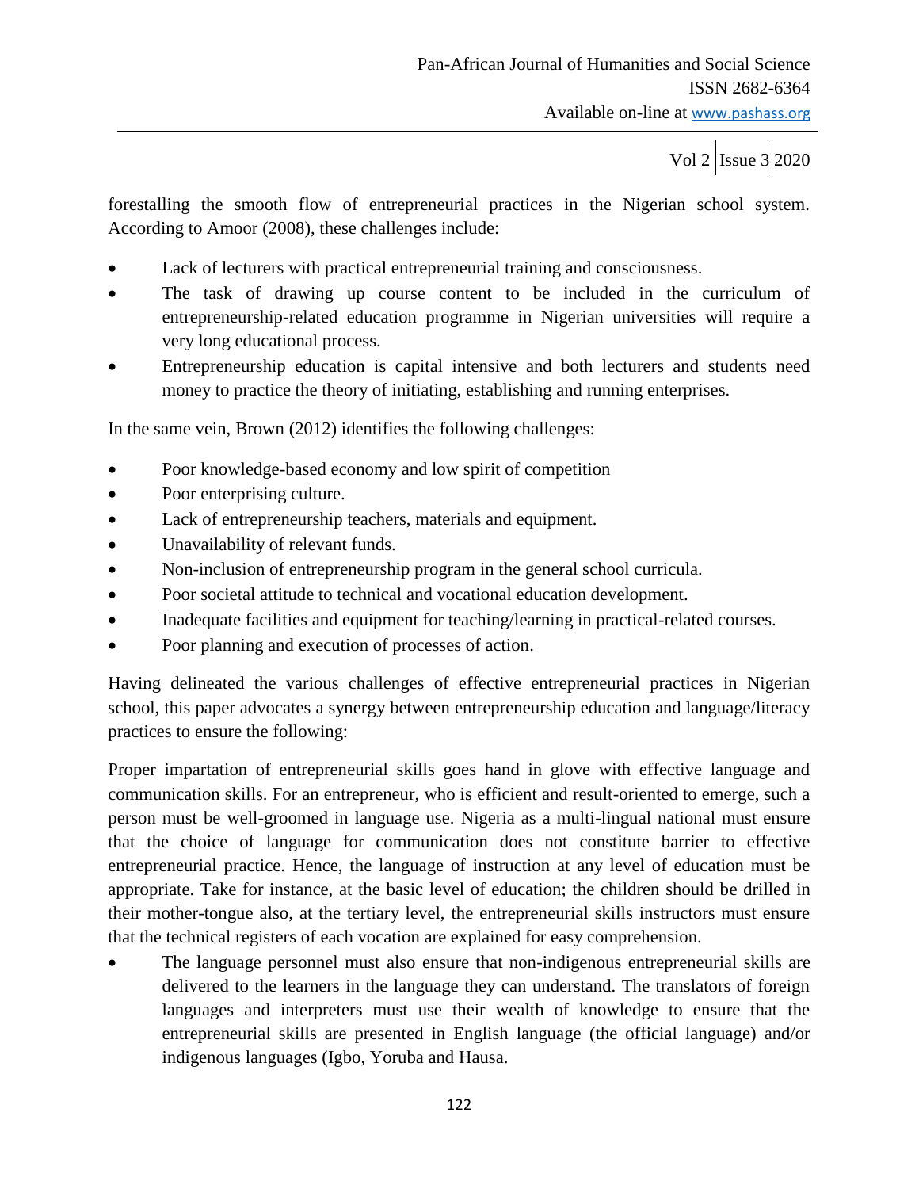forestalling the smooth flow of entrepreneurial practices in the Nigerian school system. According to Amoor (2008), these challenges include:

- Lack of lecturers with practical entrepreneurial training and consciousness.
- The task of drawing up course content to be included in the curriculum of entrepreneurship-related education programme in Nigerian universities will require a very long educational process.
- Entrepreneurship education is capital intensive and both lecturers and students need money to practice the theory of initiating, establishing and running enterprises.

In the same vein, Brown (2012) identifies the following challenges:

- Poor knowledge-based economy and low spirit of competition
- Poor enterprising culture.
- Lack of entrepreneurship teachers, materials and equipment.
- Unavailability of relevant funds.
- Non-inclusion of entrepreneurship program in the general school curricula.
- Poor societal attitude to technical and vocational education development.
- Inadequate facilities and equipment for teaching/learning in practical-related courses.
- Poor planning and execution of processes of action.

Having delineated the various challenges of effective entrepreneurial practices in Nigerian school, this paper advocates a synergy between entrepreneurship education and language/literacy practices to ensure the following:

Proper impartation of entrepreneurial skills goes hand in glove with effective language and communication skills. For an entrepreneur, who is efficient and result-oriented to emerge, such a person must be well-groomed in language use. Nigeria as a multi-lingual national must ensure that the choice of language for communication does not constitute barrier to effective entrepreneurial practice. Hence, the language of instruction at any level of education must be appropriate. Take for instance, at the basic level of education; the children should be drilled in their mother-tongue also, at the tertiary level, the entrepreneurial skills instructors must ensure that the technical registers of each vocation are explained for easy comprehension.

- The language personnel must also ensure that non-indigenous entrepreneurial skills are delivered to the learners in the language they can understand. The translators of foreign languages and interpreters must use their wealth of knowledge to ensure that the entrepreneurial skills are presented in English language (the official language) and/or indigenous languages (Igbo, Yoruba and Hausa.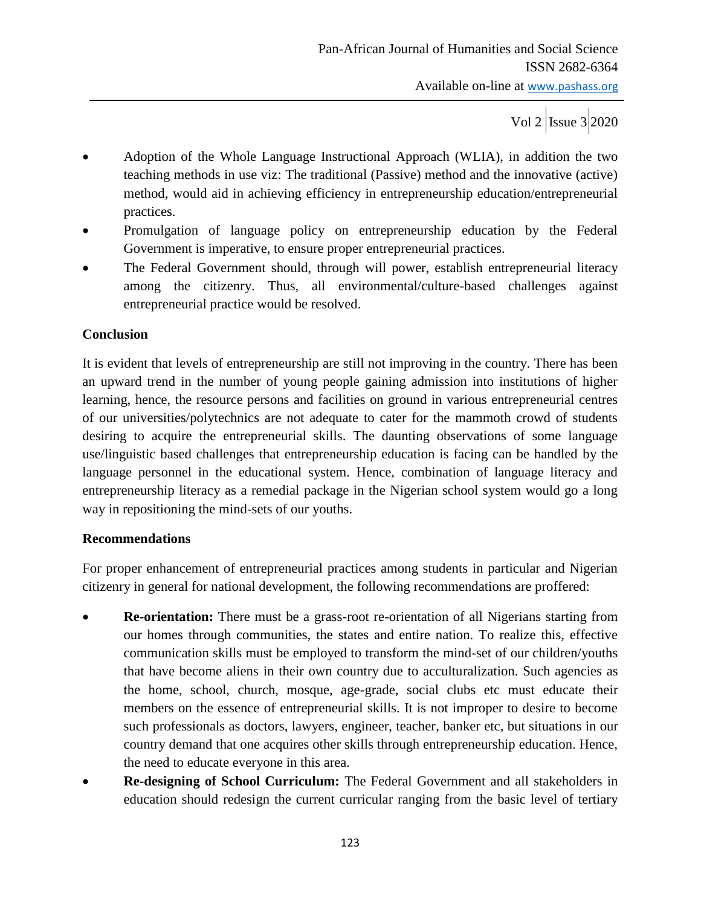- Adoption of the Whole Language Instructional Approach (WLIA), in addition the two teaching methods in use viz: The traditional (Passive) method and the innovative (active) method, would aid in achieving efficiency in entrepreneurship education/entrepreneurial practices.
- Promulgation of language policy on entrepreneurship education by the Federal Government is imperative, to ensure proper entrepreneurial practices.
- The Federal Government should, through will power, establish entrepreneurial literacy among the citizenry. Thus, all environmental/culture-based challenges against entrepreneurial practice would be resolved.

**Conclusion**

It is evident that levels of entrepreneurship are still not improving in the country. There has been an upward trend in the number of young people gaining admission into institutions of higher learning, hence, the resource persons and facilities on ground in various entrepreneurial centres of our universities/polytechnics are not adequate to cater for the mammoth crowd of students desiring to acquire the entrepreneurial skills. The daunting observations of some language use/linguistic based challenges that entrepreneurship education is facing can be handled by the language personnel in the educational system. Hence, combination of language literacy and entrepreneurship literacy as a remedial package in the Nigerian school system would go a long way in repositioning the mind-sets of our youths.

**Recommendations**

For proper enhancement of entrepreneurial practices among students in particular and Nigerian citizenry in general for national development, the following recommendations are proffered:

- **Re-orientation:** There must be a grass-root re-orientation of all Nigerians starting from our homes through communities, the states and entire nation. To realize this, effective communication skills must be employed to transform the mind-set of our children/youths that have become aliens in their own country due to acculturalization. Such agencies as the home, school, church, mosque, age-grade, social clubs etc must educate their members on the essence of entrepreneurial skills. It is not improper to desire to become such professionals as doctors, lawyers, engineer, teacher, banker etc, but situations in our country demand that one acquires other skills through entrepreneurship education. Hence, the need to educate everyone in this area.
- **Re-designing of School Curriculum:** The Federal Government and all stakeholders in education should redesign the current curricular ranging from the basic level of tertiary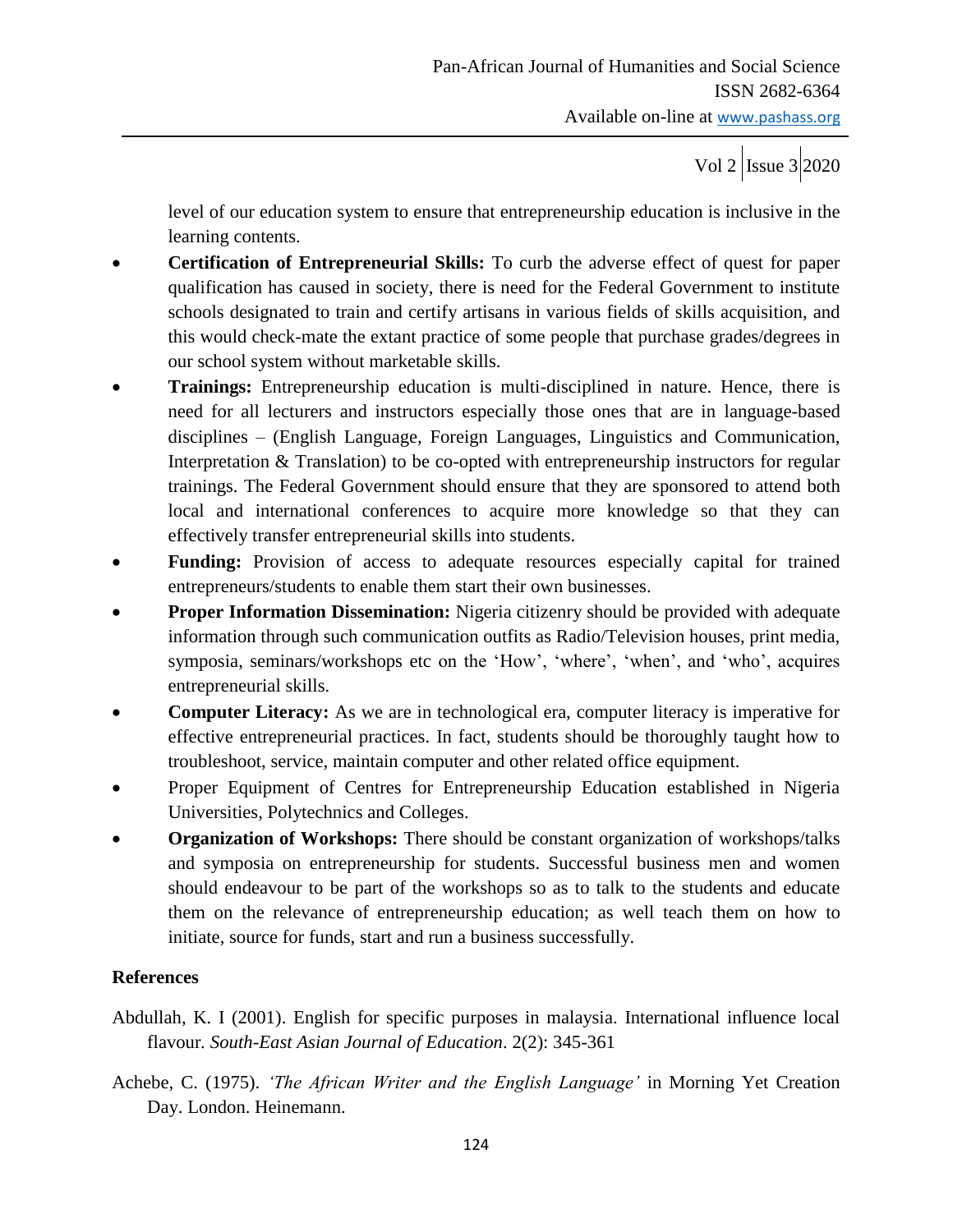level of our education system to ensure that entrepreneurship education is inclusive in the learning contents.

- **Certification of Entrepreneurial Skills:** To curb the adverse effect of quest for paper qualification has caused in society, there is need for the Federal Government to institute schools designated to train and certify artisans in various fields of skills acquisition, and this would check-mate the extant practice of some people that purchase grades/degrees in our school system without marketable skills.
- **Trainings:** Entrepreneurship education is multi-disciplined in nature. Hence, there is need for all lecturers and instructors especially those ones that are in language-based disciplines – (English Language, Foreign Languages, Linguistics and Communication, Interpretation & Translation) to be co-opted with entrepreneurship instructors for regular trainings. The Federal Government should ensure that they are sponsored to attend both local and international conferences to acquire more knowledge so that they can effectively transfer entrepreneurial skills into students.
- **Funding:** Provision of access to adequate resources especially capital for trained entrepreneurs/students to enable them start their own businesses.
- **Proper Information Dissemination:** Nigeria citizenry should be provided with adequate information through such communication outfits as Radio/Television houses, print media, symposia, seminars/workshops etc on the 'How', 'where', 'when', and 'who', acquires entrepreneurial skills.
- **Computer Literacy:** As we are in technological era, computer literacy is imperative for effective entrepreneurial practices. In fact, students should be thoroughly taught how to troubleshoot, service, maintain computer and other related office equipment.
- Proper Equipment of Centres for Entrepreneurship Education established in Nigeria Universities, Polytechnics and Colleges.
- **Organization of Workshops:** There should be constant organization of workshops/talks and symposia on entrepreneurship for students. Successful business men and women should endeavour to be part of the workshops so as to talk to the students and educate them on the relevance of entrepreneurship education; as well teach them on how to initiate, source for funds, start and run a business successfully.

## References

Abdullah, K. I (2001). English for specific purposes in malaysia. International influence local flavour. *South-East Asian Journal of Education*. 2(2): 345-361

Achebe, C. (1975). *'The African Writer and the English Language'* in Morning Yet Creation Day. London. Heinemann.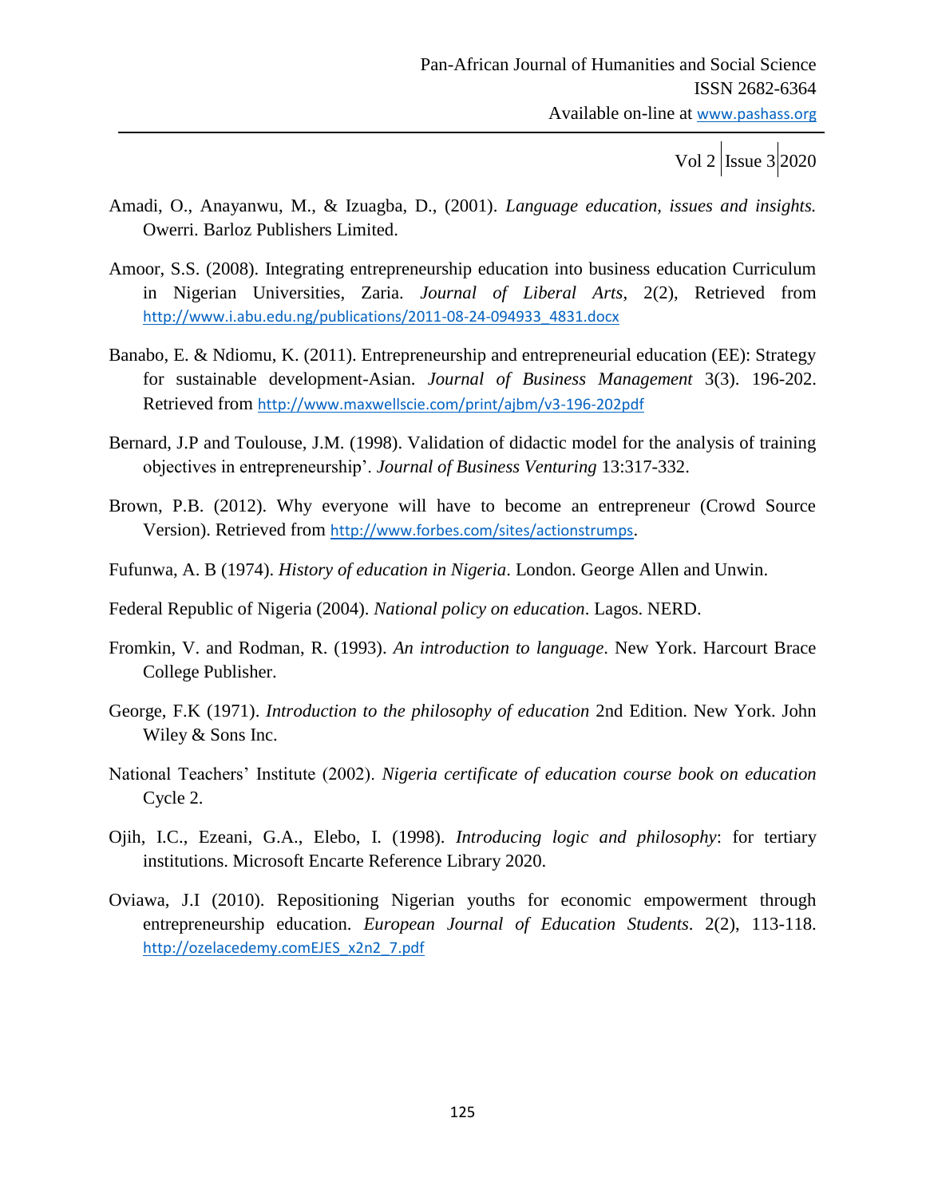Amadi, O., Anayanwu, M., & Izuagba, D., (2001). *Language education, issues and insights.* Owerri. Barloz Publishers Limited.

Amoor, S.S. (2008). Integrating entrepreneurship education into business education Curriculum in Nigerian Universities, Zaria. *Journal of Liberal Arts*, 2(2), Retrieved from http://www.i.abu.edu.ng/publications/2011-08-24-094933_4831.docx

Banabo, E. & Ndiomu, K. (2011). Entrepreneurship and entrepreneurial education (EE): Strategy for sustainable development-Asian. *Journal of Business Management* 3(3). 196-202. Retrieved from http://www.maxwellscie.com/print/ajbm/v3-196-202pdf

Bernard, J.P and Toulouse, J.M. (1998). Validation of didactic model for the analysis of training objectives in entrepreneurship'. *Journal of Business Venturing* 13:317-332.

Brown, P.B. (2012). Why everyone will have to become an entrepreneur (Crowd Source Version). Retrieved from http://www.forbes.com/sites/actionstrumps.

Fufunwa, A. B (1974). *History of education in Nigeria*. London. George Allen and Unwin.

Federal Republic of Nigeria (2004). *National policy on education*. Lagos. NERD.

Fromkin, V. and Rodman, R. (1993). *An introduction to language*. New York. Harcourt Brace College Publisher.

George, F.K (1971). *Introduction to the philosophy of education* 2nd Edition. New York. John Wiley & Sons Inc.

National Teachers' Institute (2002). *Nigeria certificate of education course book on education* Cycle 2.

Ojih, I.C., Ezeani, G.A., Elebo, I. (1998). *Introducing logic and philosophy*: for tertiary institutions. Microsoft Encarte Reference Library 2020.

Oviawa, J.I (2010). Repositioning Nigerian youths for economic empowerment through entrepreneurship education. *European Journal of Education Students*. 2(2), 113-118. http://ozelacedemy.comEJES_x2n2_7.pdf